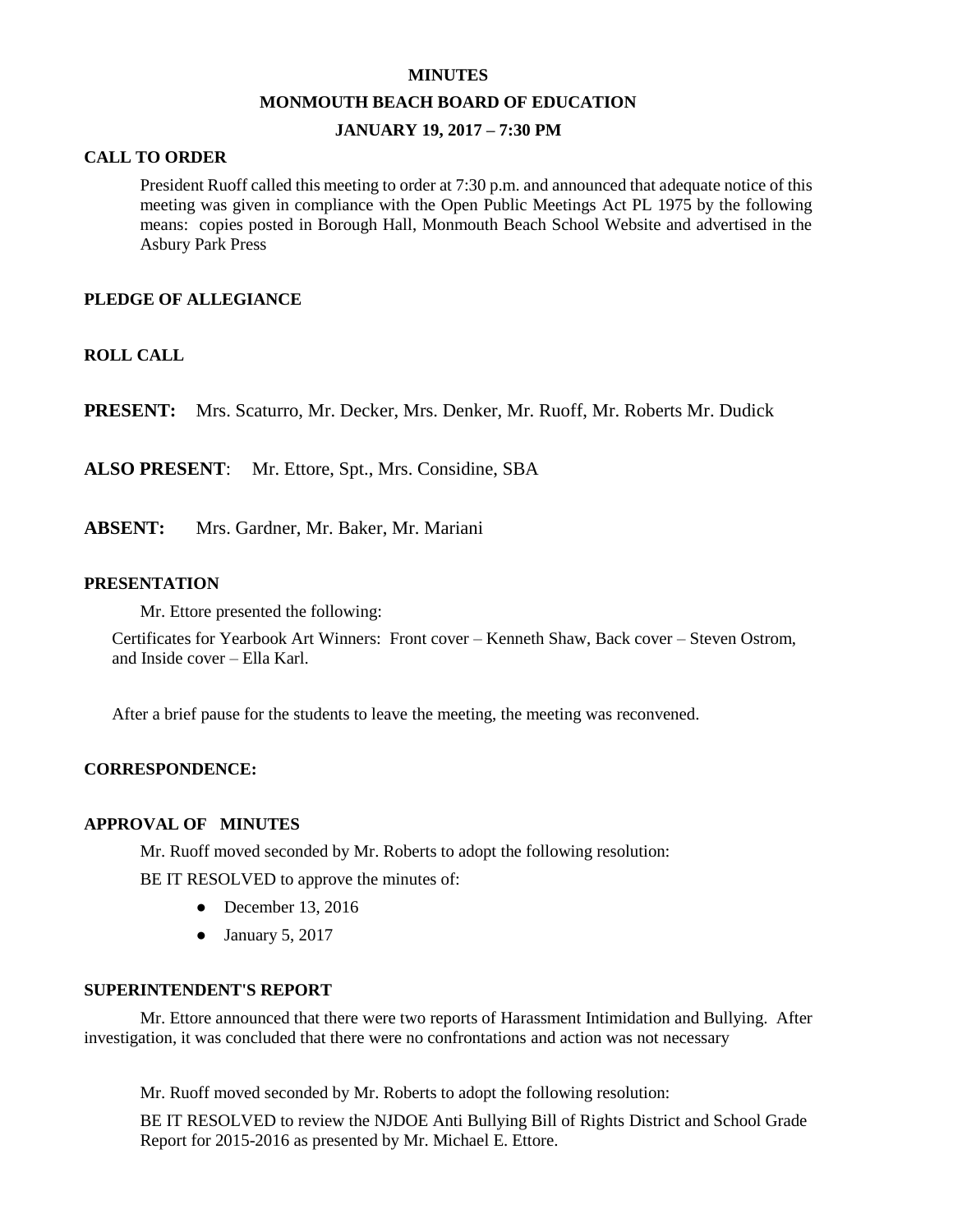# MINUTES

## MONMOUTH BEACH BOARD OF EDUCATION

### JANUARY 19, 2017 – 7:30 PM

**CALL TO ORDER**

President Ruoff called this meeting to order at 7:30 p.m. and announced that adequate notice of this meeting was given in compliance with the Open Public Meetings Act PL 1975 by the following means: copies posted in Borough Hall, Monmouth Beach School Website and advertised in the Asbury Park Press

**PLEDGE OF ALLEGIANCE**

**ROLL CALL**

**PRESENT:** Mrs. Scaturro, Mr. Decker, Mrs. Denker, Mr. Ruoff, Mr. Roberts Mr. Dudick

**ALSO PRESENT**: Mr. Ettore, Spt., Mrs. Considine, SBA

**ABSENT:** Mrs. Gardner, Mr. Baker, Mr. Mariani

**PRESENTATION**

Mr. Ettore presented the following:

Certificates for Yearbook Art Winners: Front cover – Kenneth Shaw, Back cover – Steven Ostrom, and Inside cover – Ella Karl.

After a brief pause for the students to leave the meeting, the meeting was reconvened.

**CORRESPONDENCE:**

**APPROVAL OF MINUTES**

Mr. Ruoff moved seconded by Mr. Roberts to adopt the following resolution:

BE IT RESOLVED to approve the minutes of:

- December 13, 2016
- January 5, 2017

**SUPERINTENDENT'S REPORT**

Mr. Ettore announced that there were two reports of Harassment Intimidation and Bullying. After investigation, it was concluded that there were no confrontations and action was not necessary

Mr. Ruoff moved seconded by Mr. Roberts to adopt the following resolution:

BE IT RESOLVED to review the NJDOE Anti Bullying Bill of Rights District and School Grade Report for 2015-2016 as presented by Mr. Michael E. Ettore.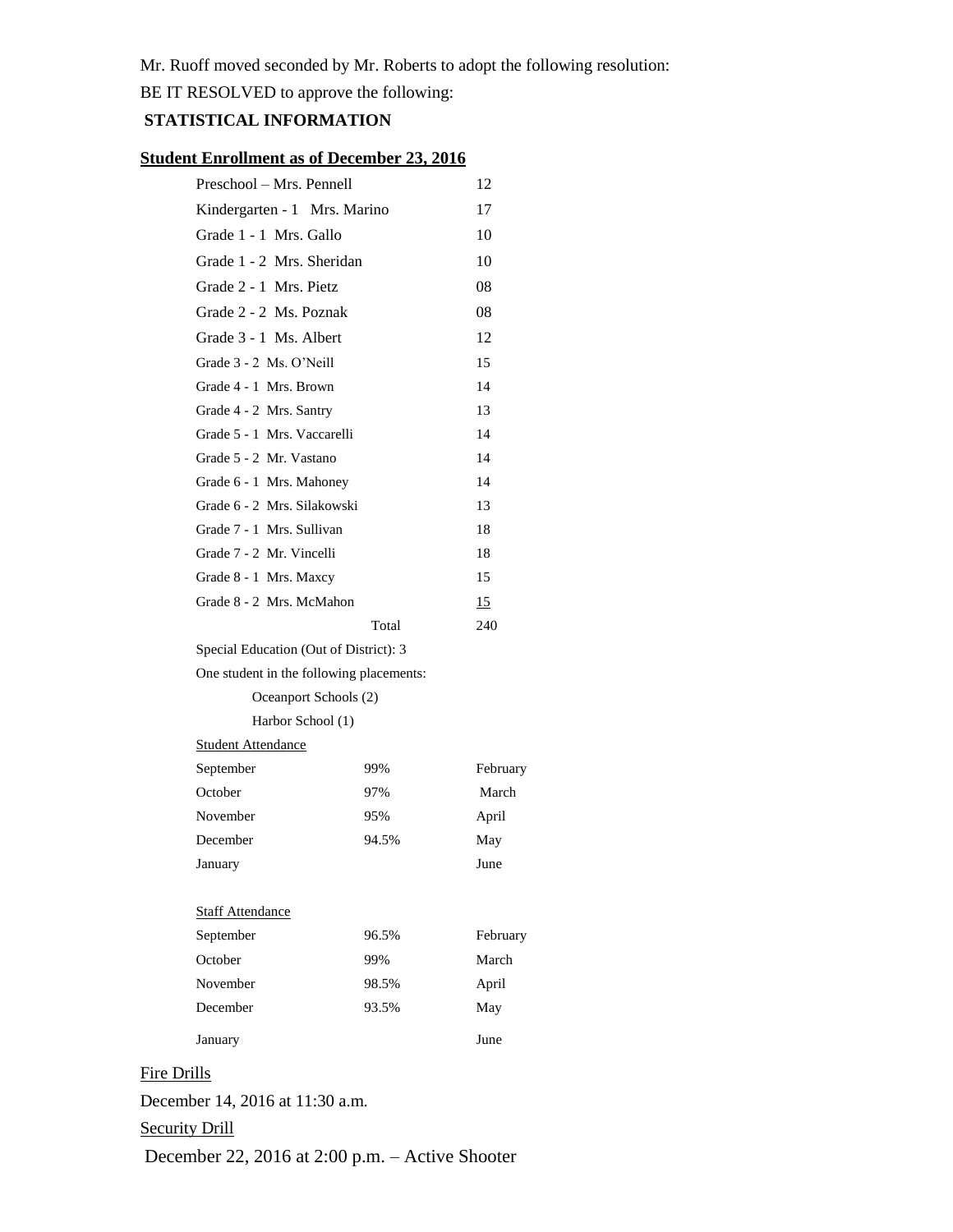Mr. Ruoff moved seconded by Mr. Roberts to adopt the following resolution:

BE IT RESOLVED to approve the following:

**STATISTICAL INFORMATION**

**Student Enrollment as of December 23, 2016**

| | |
|---|---|
| Preschool – Mrs. Pennell | 12 |
| Kindergarten - 1 Mrs. Marino | 17 |
| Grade 1 - 1 Mrs. Gallo | 10 |
| Grade 1 - 2 Mrs. Sheridan | 10 |
| Grade 2 - 1 Mrs. Pietz | 08 |
| Grade 2 - 2 Ms. Poznak | 08 |
| Grade 3 - 1 Ms. Albert | 12 |
| Grade 3 - 2 Ms. O'Neill | 15 |
| Grade 4 - 1 Mrs. Brown | 14 |
| Grade 4 - 2 Mrs. Santry | 13 |
| Grade 5 - 1 Mrs. Vaccarelli | 14 |
| Grade 5 - 2 Mr. Vastano | 14 |
| Grade 6 - 1 Mrs. Mahoney | 14 |
| Grade 6 - 2 Mrs. Silakowski | 13 |
| Grade 7 - 1 Mrs. Sullivan | 18 |
| Grade 7 - 2 Mr. Vincelli | 18 |
| Grade 8 - 1 Mrs. Maxcy | 15 |
| Grade 8 - 2 Mrs. McMahon | 15 |
| Total | 240 |

Special Education (Out of District): 3

One student in the following placements:

Oceanport Schools (2)

Harbor School (1)

Student Attendance

| | | |
|---|---|---|
| September | 99% | February |
| October | 97% | March |
| November | 95% | April |
| December | 94.5% | May |
| January | | June |

Staff Attendance

| | | |
|---|---|---|
| September | 96.5% | February |
| October | 99% | March |
| November | 98.5% | April |
| December | 93.5% | May |
| January | | June |

Fire Drills

December 14, 2016 at 11:30 a.m.

Security Drill

December 22, 2016 at 2:00 p.m. – Active Shooter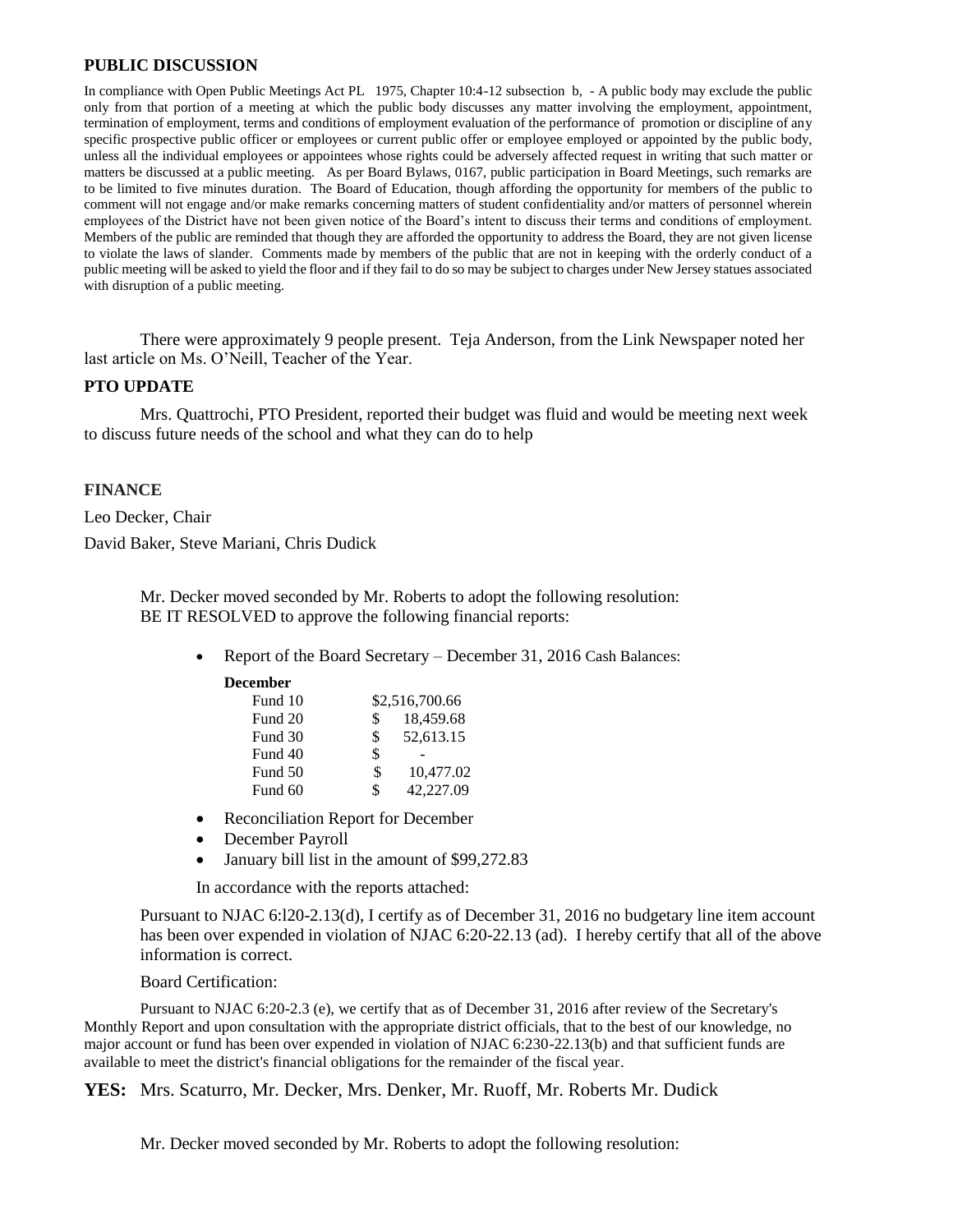## PUBLIC DISCUSSION

In compliance with Open Public Meetings Act PL 1975, Chapter 10:4-12 subsection b, - A public body may exclude the public only from that portion of a meeting at which the public body discusses any matter involving the employment, appointment, termination of employment, terms and conditions of employment evaluation of the performance of promotion or discipline of any specific prospective public officer or employees or current public offer or employee employed or appointed by the public body, unless all the individual employees or appointees whose rights could be adversely affected request in writing that such matter or matters be discussed at a public meeting. As per Board Bylaws, 0167, public participation in Board Meetings, such remarks are to be limited to five minutes duration. The Board of Education, though affording the opportunity for members of the public to comment will not engage and/or make remarks concerning matters of student confidentiality and/or matters of personnel wherein employees of the District have not been given notice of the Board's intent to discuss their terms and conditions of employment. Members of the public are reminded that though they are afforded the opportunity to address the Board, they are not given license to violate the laws of slander. Comments made by members of the public that are not in keeping with the orderly conduct of a public meeting will be asked to yield the floor and if they fail to do so may be subject to charges under New Jersey statues associated with disruption of a public meeting.

There were approximately 9 people present. Teja Anderson, from the Link Newspaper noted her last article on Ms. O'Neill, Teacher of the Year.

## PTO UPDATE

Mrs. Quattrochi, PTO President, reported their budget was fluid and would be meeting next week to discuss future needs of the school and what they can do to help

## FINANCE

Leo Decker, Chair

David Baker, Steve Mariani, Chris Dudick

Mr. Decker moved seconded by Mr. Roberts to adopt the following resolution:
BE IT RESOLVED to approve the following financial reports:

- Report of the Board Secretary – December 31, 2016 Cash Balances:

**December**

| | |
|---|---|
| Fund 10 | $2,516,700.66 |
| Fund 20 | $ 18,459.68 |
| Fund 30 | $ 52,613.15 |
| Fund 40 | $ - |
| Fund 50 | $ 10,477.02 |
| Fund 60 | $ 42,227.09 |

- Reconciliation Report for December
- December Payroll
- January bill list in the amount of $99,272.83

In accordance with the reports attached:

Pursuant to NJAC 6:l20-2.13(d), I certify as of December 31, 2016 no budgetary line item account has been over expended in violation of NJAC 6:20-22.13 (ad). I hereby certify that all of the above information is correct.

Board Certification:

Pursuant to NJAC 6:20-2.3 (e), we certify that as of December 31, 2016 after review of the Secretary's Monthly Report and upon consultation with the appropriate district officials, that to the best of our knowledge, no major account or fund has been over expended in violation of NJAC 6:230-22.13(b) and that sufficient funds are available to meet the district's financial obligations for the remainder of the fiscal year.

**YES:** Mrs. Scaturro, Mr. Decker, Mrs. Denker, Mr. Ruoff, Mr. Roberts Mr. Dudick

Mr. Decker moved seconded by Mr. Roberts to adopt the following resolution: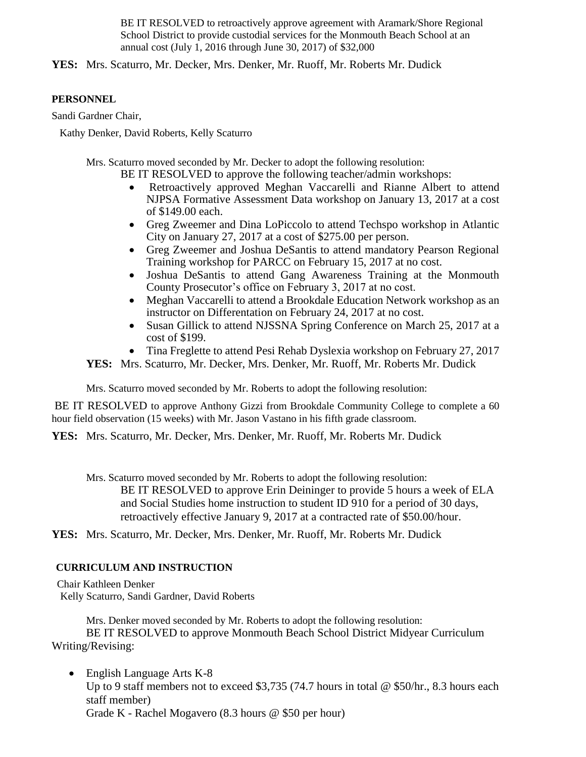BE IT RESOLVED to retroactively approve agreement with Aramark/Shore Regional School District to provide custodial services for the Monmouth Beach School at an annual cost (July 1, 2016 through June 30, 2017) of $32,000

**YES:** Mrs. Scaturro, Mr. Decker, Mrs. Denker, Mr. Ruoff, Mr. Roberts Mr. Dudick

**PERSONNEL**

Sandi Gardner Chair,

Kathy Denker, David Roberts, Kelly Scaturro

Mrs. Scaturro moved seconded by Mr. Decker to adopt the following resolution:

BE IT RESOLVED to approve the following teacher/admin workshops:

- Retroactively approved Meghan Vaccarelli and Rianne Albert to attend NJPSA Formative Assessment Data workshop on January 13, 2017 at a cost of $149.00 each.
- Greg Zweemer and Dina LoPiccolo to attend Techspo workshop in Atlantic City on January 27, 2017 at a cost of $275.00 per person.
- Greg Zweemer and Joshua DeSantis to attend mandatory Pearson Regional Training workshop for PARCC on February 15, 2017 at no cost.
- Joshua DeSantis to attend Gang Awareness Training at the Monmouth County Prosecutor's office on February 3, 2017 at no cost.
- Meghan Vaccarelli to attend a Brookdale Education Network workshop as an instructor on Differentation on February 24, 2017 at no cost.
- Susan Gillick to attend NJSSNA Spring Conference on March 25, 2017 at a cost of $199.
- Tina Freglette to attend Pesi Rehab Dyslexia workshop on February 27, 2017

**YES:** Mrs. Scaturro, Mr. Decker, Mrs. Denker, Mr. Ruoff, Mr. Roberts Mr. Dudick

Mrs. Scaturro moved seconded by Mr. Roberts to adopt the following resolution:

BE IT RESOLVED to approve Anthony Gizzi from Brookdale Community College to complete a 60 hour field observation (15 weeks) with Mr. Jason Vastano in his fifth grade classroom.

**YES:** Mrs. Scaturro, Mr. Decker, Mrs. Denker, Mr. Ruoff, Mr. Roberts Mr. Dudick

Mrs. Scaturro moved seconded by Mr. Roberts to adopt the following resolution:

BE IT RESOLVED to approve Erin Deininger to provide 5 hours a week of ELA and Social Studies home instruction to student ID 910 for a period of 30 days, retroactively effective January 9, 2017 at a contracted rate of $50.00/hour.

**YES:** Mrs. Scaturro, Mr. Decker, Mrs. Denker, Mr. Ruoff, Mr. Roberts Mr. Dudick

**CURRICULUM AND INSTRUCTION**

Chair Kathleen Denker

Kelly Scaturro, Sandi Gardner, David Roberts

Mrs. Denker moved seconded by Mr. Roberts to adopt the following resolution:

BE IT RESOLVED to approve Monmouth Beach School District Midyear Curriculum Writing/Revising:

- English Language Arts K-8
  Up to 9 staff members not to exceed $3,735 (74.7 hours in total @ $50/hr., 8.3 hours each staff member)
  Grade K - Rachel Mogavero (8.3 hours @ $50 per hour)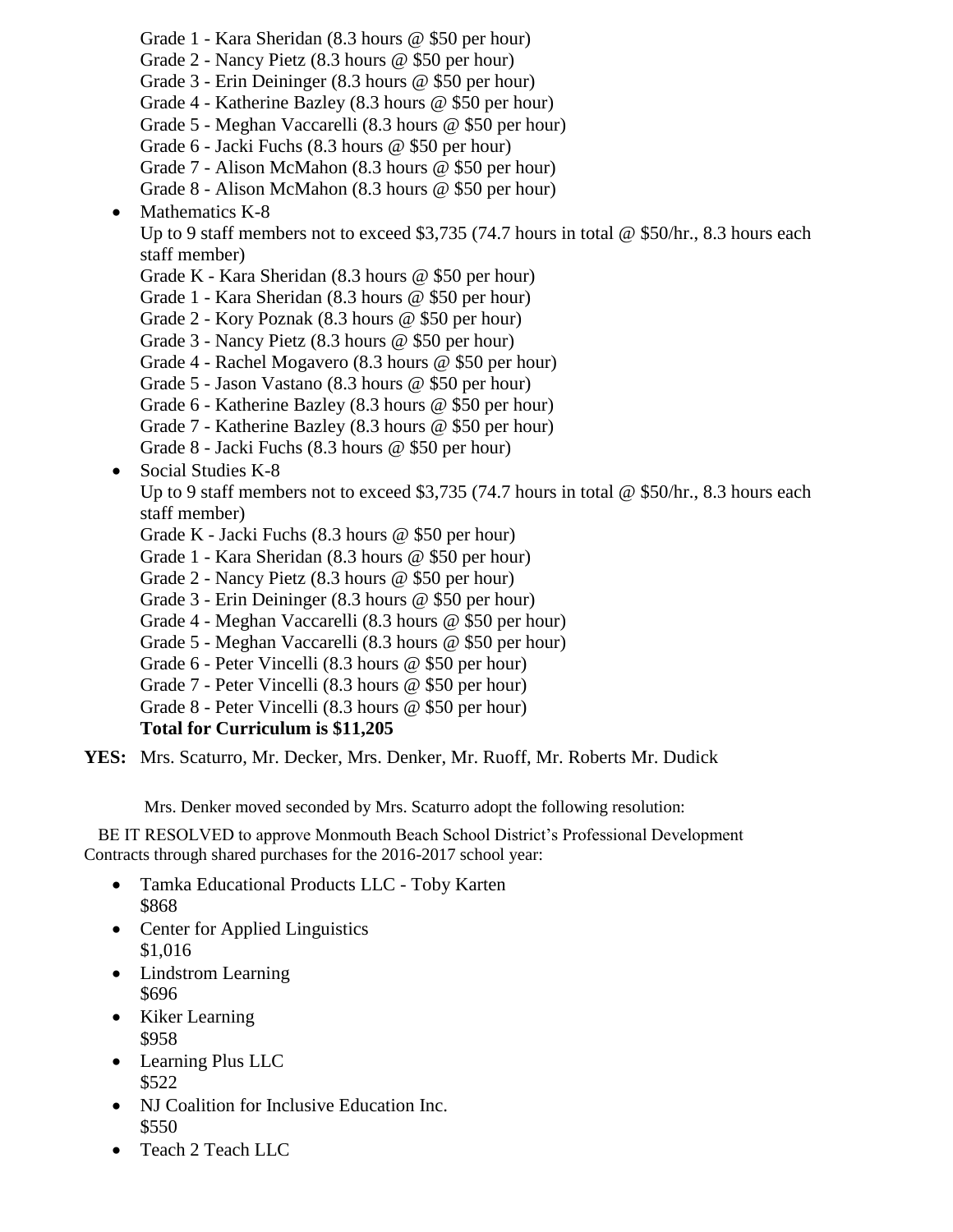Grade 1 - Kara Sheridan (8.3 hours @ $50 per hour)
Grade 2 - Nancy Pietz (8.3 hours @ $50 per hour)
Grade 3 - Erin Deininger (8.3 hours @ $50 per hour)
Grade 4 - Katherine Bazley (8.3 hours @ $50 per hour)
Grade 5 - Meghan Vaccarelli (8.3 hours @ $50 per hour)
Grade 6 - Jacki Fuchs (8.3 hours @ $50 per hour)
Grade 7 - Alison McMahon (8.3 hours @ $50 per hour)
Grade 8 - Alison McMahon (8.3 hours @ $50 per hour)

- Mathematics K-8
  Up to 9 staff members not to exceed $3,735 (74.7 hours in total @ $50/hr., 8.3 hours each staff member)
  Grade K - Kara Sheridan (8.3 hours @ $50 per hour)
  Grade 1 - Kara Sheridan (8.3 hours @ $50 per hour)
  Grade 2 - Kory Poznak (8.3 hours @ $50 per hour)
  Grade 3 - Nancy Pietz (8.3 hours @ $50 per hour)
  Grade 4 - Rachel Mogavero (8.3 hours @ $50 per hour)
  Grade 5 - Jason Vastano (8.3 hours @ $50 per hour)
  Grade 6 - Katherine Bazley (8.3 hours @ $50 per hour)
  Grade 7 - Katherine Bazley (8.3 hours @ $50 per hour)
  Grade 8 - Jacki Fuchs (8.3 hours @ $50 per hour)
- Social Studies K-8
  Up to 9 staff members not to exceed $3,735 (74.7 hours in total @ $50/hr., 8.3 hours each staff member)
  Grade K - Jacki Fuchs (8.3 hours @ $50 per hour)
  Grade 1 - Kara Sheridan (8.3 hours @ $50 per hour)
  Grade 2 - Nancy Pietz (8.3 hours @ $50 per hour)
  Grade 3 - Erin Deininger (8.3 hours @ $50 per hour)
  Grade 4 - Meghan Vaccarelli (8.3 hours @ $50 per hour)
  Grade 5 - Meghan Vaccarelli (8.3 hours @ $50 per hour)
  Grade 6 - Peter Vincelli (8.3 hours @ $50 per hour)
  Grade 7 - Peter Vincelli (8.3 hours @ $50 per hour)
  Grade 8 - Peter Vincelli (8.3 hours @ $50 per hour)
  **Total for Curriculum is $11,205**

**YES:** Mrs. Scaturro, Mr. Decker, Mrs. Denker, Mr. Ruoff, Mr. Roberts Mr. Dudick

Mrs. Denker moved seconded by Mrs. Scaturro adopt the following resolution:

BE IT RESOLVED to approve Monmouth Beach School District's Professional Development Contracts through shared purchases for the 2016-2017 school year:

- Tamka Educational Products LLC - Toby Karten
  $868
- Center for Applied Linguistics
  $1,016
- Lindstrom Learning
  $696
- Kiker Learning
  $958
- Learning Plus LLC
  $522
- NJ Coalition for Inclusive Education Inc.
  $550
- Teach 2 Teach LLC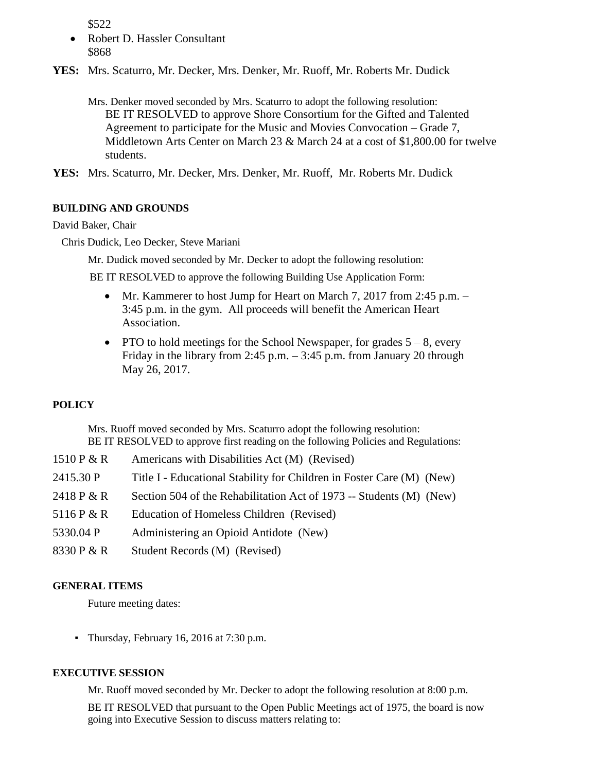$522

- Robert D. Hassler Consultant
  $868

**YES:** Mrs. Scaturro, Mr. Decker, Mrs. Denker, Mr. Ruoff, Mr. Roberts Mr. Dudick

Mrs. Denker moved seconded by Mrs. Scaturro to adopt the following resolution:
BE IT RESOLVED to approve Shore Consortium for the Gifted and Talented Agreement to participate for the Music and Movies Convocation – Grade 7, Middletown Arts Center on March 23 & March 24 at a cost of $1,800.00 for twelve students.

**YES:** Mrs. Scaturro, Mr. Decker, Mrs. Denker, Mr. Ruoff, Mr. Roberts Mr. Dudick

**BUILDING AND GROUNDS**

David Baker, Chair

Chris Dudick, Leo Decker, Steve Mariani

Mr. Dudick moved seconded by Mr. Decker to adopt the following resolution:

BE IT RESOLVED to approve the following Building Use Application Form:

- Mr. Kammerer to host Jump for Heart on March 7, 2017 from 2:45 p.m. – 3:45 p.m. in the gym. All proceeds will benefit the American Heart Association.
- PTO to hold meetings for the School Newspaper, for grades 5 – 8, every Friday in the library from 2:45 p.m. – 3:45 p.m. from January 20 through May 26, 2017.

**POLICY**

Mrs. Ruoff moved seconded by Mrs. Scaturro adopt the following resolution:
BE IT RESOLVED to approve first reading on the following Policies and Regulations:

1510 P & R Americans with Disabilities Act (M) (Revised)

2415.30 P Title I - Educational Stability for Children in Foster Care (M) (New)

2418 P & R Section 504 of the Rehabilitation Act of 1973 -- Students (M) (New)

5116 P & R Education of Homeless Children (Revised)

5330.04 P Administering an Opioid Antidote (New)

8330 P & R Student Records (M) (Revised)

**GENERAL ITEMS**

Future meeting dates:

- Thursday, February 16, 2016 at 7:30 p.m.

**EXECUTIVE SESSION**

Mr. Ruoff moved seconded by Mr. Decker to adopt the following resolution at 8:00 p.m.

BE IT RESOLVED that pursuant to the Open Public Meetings act of 1975, the board is now going into Executive Session to discuss matters relating to: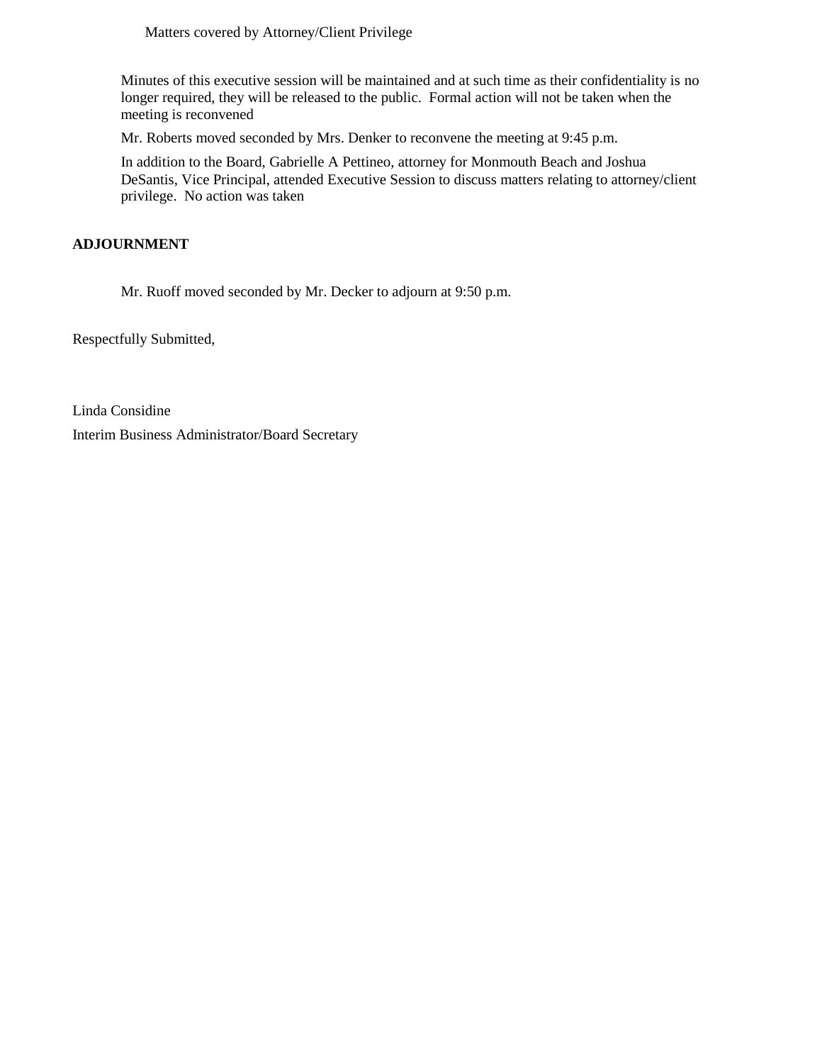Matters covered by Attorney/Client Privilege

Minutes of this executive session will be maintained and at such time as their confidentiality is no longer required, they will be released to the public. Formal action will not be taken when the meeting is reconvened

Mr. Roberts moved seconded by Mrs. Denker to reconvene the meeting at 9:45 p.m.

In addition to the Board, Gabrielle A Pettineo, attorney for Monmouth Beach and Joshua DeSantis, Vice Principal, attended Executive Session to discuss matters relating to attorney/client privilege. No action was taken

**ADJOURNMENT**

Mr. Ruoff moved seconded by Mr. Decker to adjourn at 9:50 p.m.

Respectfully Submitted,

Linda Considine

Interim Business Administrator/Board Secretary